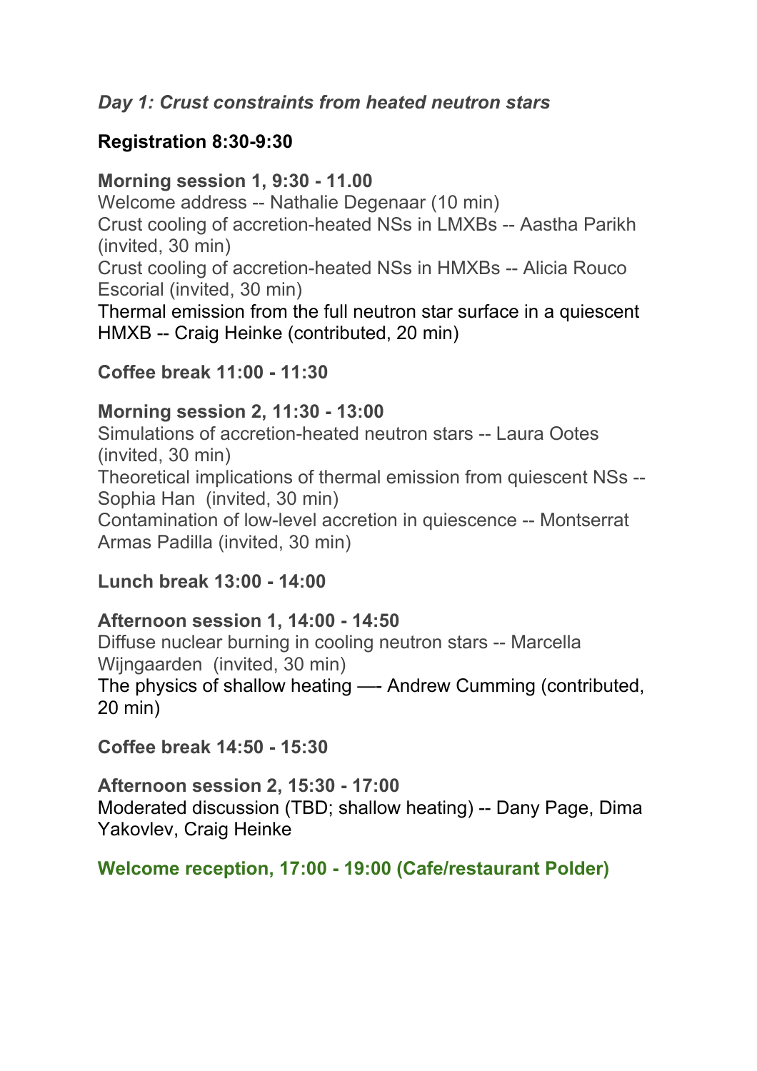*Day 1: Crust constraints from heated neutron stars*

**Registration 8:30-9:30**

**Morning session 1, 9:30 - 11.00**
Welcome address -- Nathalie Degenaar (10 min)
Crust cooling of accretion-heated NSs in LMXBs -- Aastha Parikh (invited, 30 min)
Crust cooling of accretion-heated NSs in HMXBs -- Alicia Rouco Escorial (invited, 30 min)
Thermal emission from the full neutron star surface in a quiescent HMXB -- Craig Heinke (contributed, 20 min)

**Coffee break 11:00 - 11:30**

**Morning session 2, 11:30 - 13:00**
Simulations of accretion-heated neutron stars -- Laura Ootes (invited, 30 min)
Theoretical implications of thermal emission from quiescent NSs -- Sophia Han (invited, 30 min)
Contamination of low-level accretion in quiescence -- Montserrat Armas Padilla (invited, 30 min)

**Lunch break 13:00 - 14:00**

**Afternoon session 1, 14:00 - 14:50**
Diffuse nuclear burning in cooling neutron stars -- Marcella Wijngaarden (invited, 30 min)
The physics of shallow heating —- Andrew Cumming (contributed, 20 min)

**Coffee break 14:50 - 15:30**

**Afternoon session 2, 15:30 - 17:00**
Moderated discussion (TBD; shallow heating) -- Dany Page, Dima Yakovlev, Craig Heinke

**Welcome reception, 17:00 - 19:00 (Cafe/restaurant Polder)**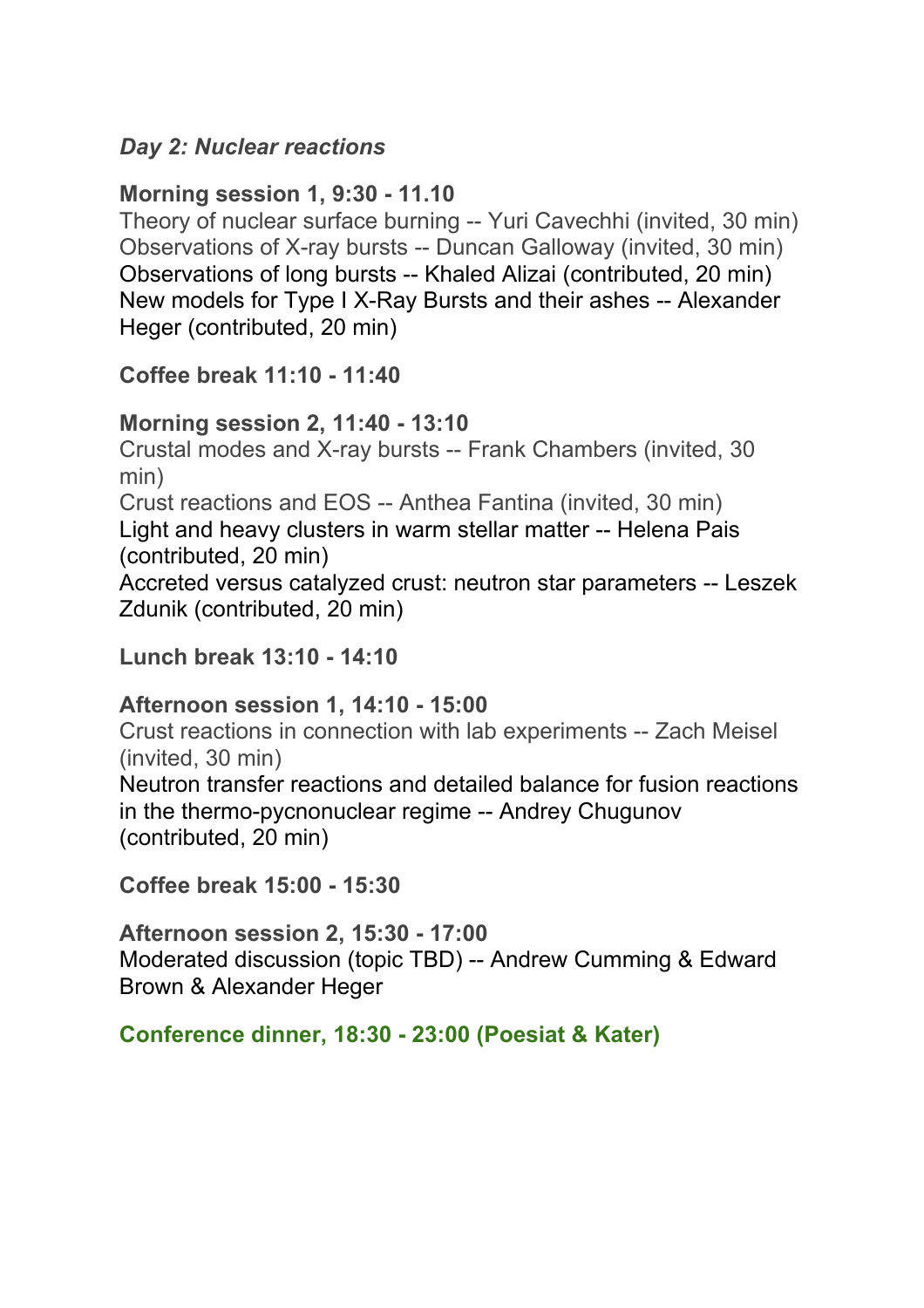***Day 2: Nuclear reactions***

**Morning session 1, 9:30 - 11.10**

Theory of nuclear surface burning -- Yuri Cavechhi (invited, 30 min)
Observations of X-ray bursts -- Duncan Galloway (invited, 30 min)
Observations of long bursts -- Khaled Alizai (contributed, 20 min)
New models for Type I X-Ray Bursts and their ashes -- Alexander Heger (contributed, 20 min)

**Coffee break 11:10 - 11:40**

**Morning session 2, 11:40 - 13:10**

Crustal modes and X-ray bursts -- Frank Chambers (invited, 30 min)
Crust reactions and EOS -- Anthea Fantina (invited, 30 min)
Light and heavy clusters in warm stellar matter -- Helena Pais (contributed, 20 min)
Accreted versus catalyzed crust: neutron star parameters -- Leszek Zdunik (contributed, 20 min)

**Lunch break 13:10 - 14:10**

**Afternoon session 1, 14:10 - 15:00**

Crust reactions in connection with lab experiments -- Zach Meisel (invited, 30 min)
Neutron transfer reactions and detailed balance for fusion reactions in the thermo-pycnonuclear regime -- Andrey Chugunov (contributed, 20 min)

**Coffee break 15:00 - 15:30**

**Afternoon session 2, 15:30 - 17:00**

Moderated discussion (topic TBD) -- Andrew Cumming & Edward Brown & Alexander Heger

**Conference dinner, 18:30 - 23:00 (Poesiat & Kater)**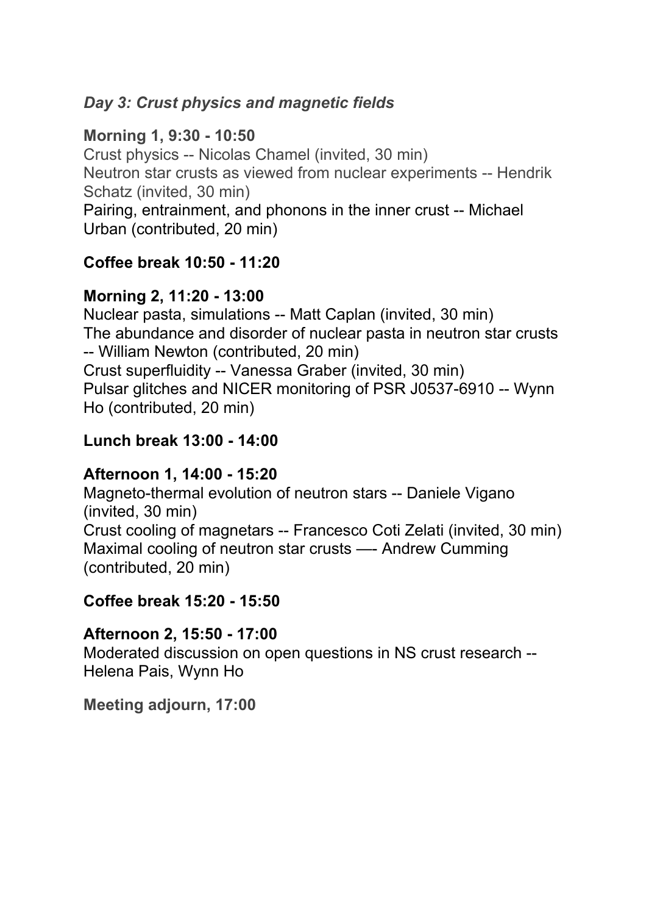## *Day 3: Crust physics and magnetic fields*

**Morning 1, 9:30 - 10:50**

Crust physics -- Nicolas Chamel (invited, 30 min)
Neutron star crusts as viewed from nuclear experiments -- Hendrik Schatz (invited, 30 min)
Pairing, entrainment, and phonons in the inner crust -- Michael Urban (contributed, 20 min)

**Coffee break 10:50 - 11:20**

**Morning 2, 11:20 - 13:00**

Nuclear pasta, simulations -- Matt Caplan (invited, 30 min)
The abundance and disorder of nuclear pasta in neutron star crusts -- William Newton (contributed, 20 min)
Crust superfluidity -- Vanessa Graber (invited, 30 min)
Pulsar glitches and NICER monitoring of PSR J0537-6910 -- Wynn Ho (contributed, 20 min)

**Lunch break 13:00 - 14:00**

**Afternoon 1, 14:00 - 15:20**

Magneto-thermal evolution of neutron stars -- Daniele Vigano (invited, 30 min)
Crust cooling of magnetars -- Francesco Coti Zelati (invited, 30 min)
Maximal cooling of neutron star crusts —- Andrew Cumming (contributed, 20 min)

**Coffee break 15:20 - 15:50**

**Afternoon 2, 15:50 - 17:00**

Moderated discussion on open questions in NS crust research -- Helena Pais, Wynn Ho

**Meeting adjourn, 17:00**